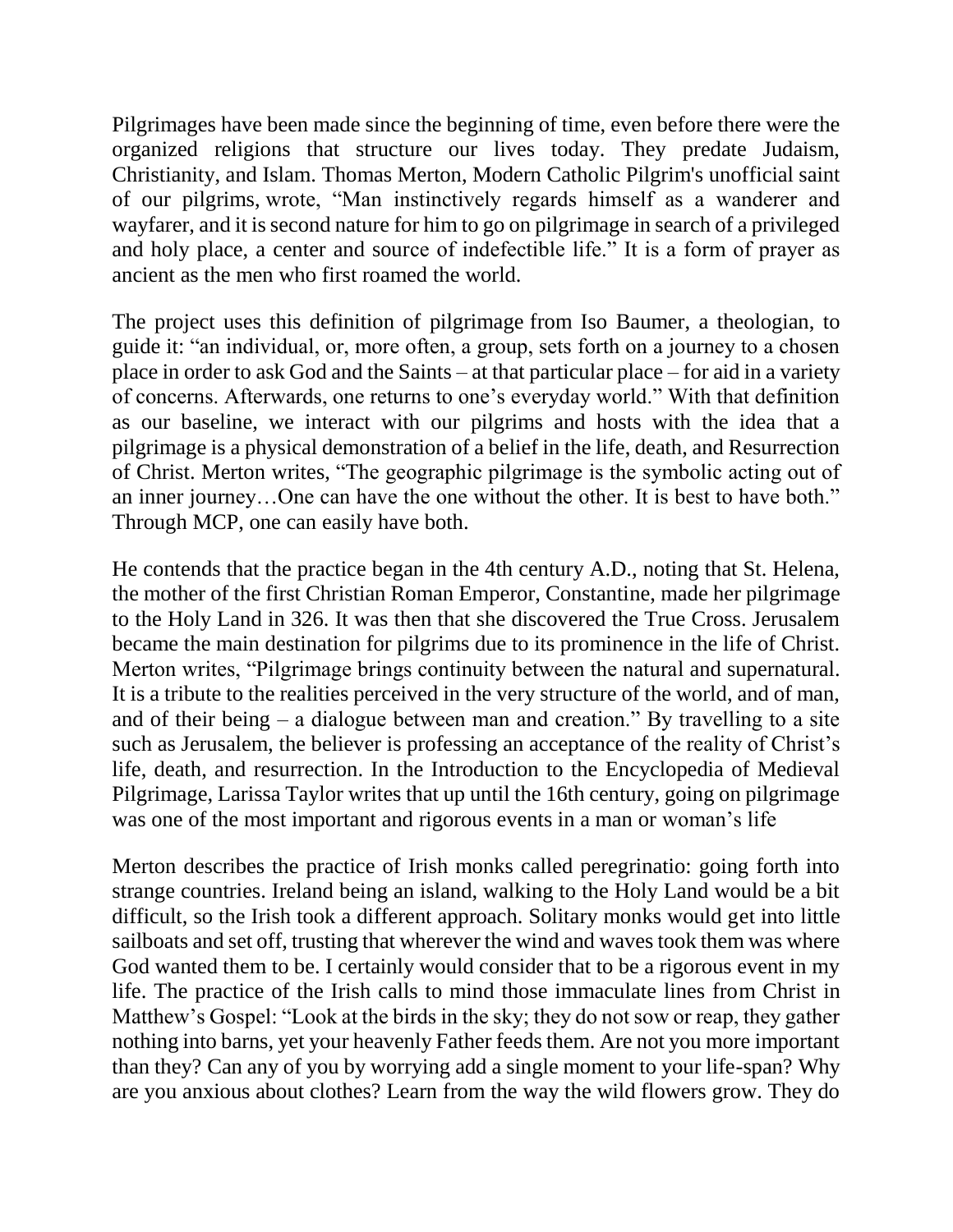Pilgrimages have been made since the beginning of time, even before there were the organized religions that structure our lives today. They predate Judaism, Christianity, and Islam. Thomas Merton, Modern Catholic Pilgrim's unofficial saint of our pilgrims, wrote, "Man instinctively regards himself as a wanderer and wayfarer, and it is second nature for him to go on pilgrimage in search of a privileged and holy place, a center and source of indefectible life." It is a form of prayer as ancient as the men who first roamed the world.

The project uses this definition of pilgrimage from Iso Baumer, a theologian, to guide it: "an individual, or, more often, a group, sets forth on a journey to a chosen place in order to ask God and the Saints – at that particular place – for aid in a variety of concerns. Afterwards, one returns to one's everyday world." With that definition as our baseline, we interact with our pilgrims and hosts with the idea that a pilgrimage is a physical demonstration of a belief in the life, death, and Resurrection of Christ. Merton writes, "The geographic pilgrimage is the symbolic acting out of an inner journey…One can have the one without the other. It is best to have both." Through MCP, one can easily have both.

He contends that the practice began in the 4th century A.D., noting that St. Helena, the mother of the first Christian Roman Emperor, Constantine, made her pilgrimage to the Holy Land in 326. It was then that she discovered the True Cross. Jerusalem became the main destination for pilgrims due to its prominence in the life of Christ. Merton writes, "Pilgrimage brings continuity between the natural and supernatural. It is a tribute to the realities perceived in the very structure of the world, and of man, and of their being – a dialogue between man and creation." By travelling to a site such as Jerusalem, the believer is professing an acceptance of the reality of Christ's life, death, and resurrection. In the Introduction to the Encyclopedia of Medieval Pilgrimage, Larissa Taylor writes that up until the 16th century, going on pilgrimage was one of the most important and rigorous events in a man or woman's life

Merton describes the practice of Irish monks called peregrinatio: going forth into strange countries. Ireland being an island, walking to the Holy Land would be a bit difficult, so the Irish took a different approach. Solitary monks would get into little sailboats and set off, trusting that wherever the wind and waves took them was where God wanted them to be. I certainly would consider that to be a rigorous event in my life. The practice of the Irish calls to mind those immaculate lines from Christ in Matthew's Gospel: "Look at the birds in the sky; they do not sow or reap, they gather nothing into barns, yet your heavenly Father feeds them. Are not you more important than they? Can any of you by worrying add a single moment to your life-span? Why are you anxious about clothes? Learn from the way the wild flowers grow. They do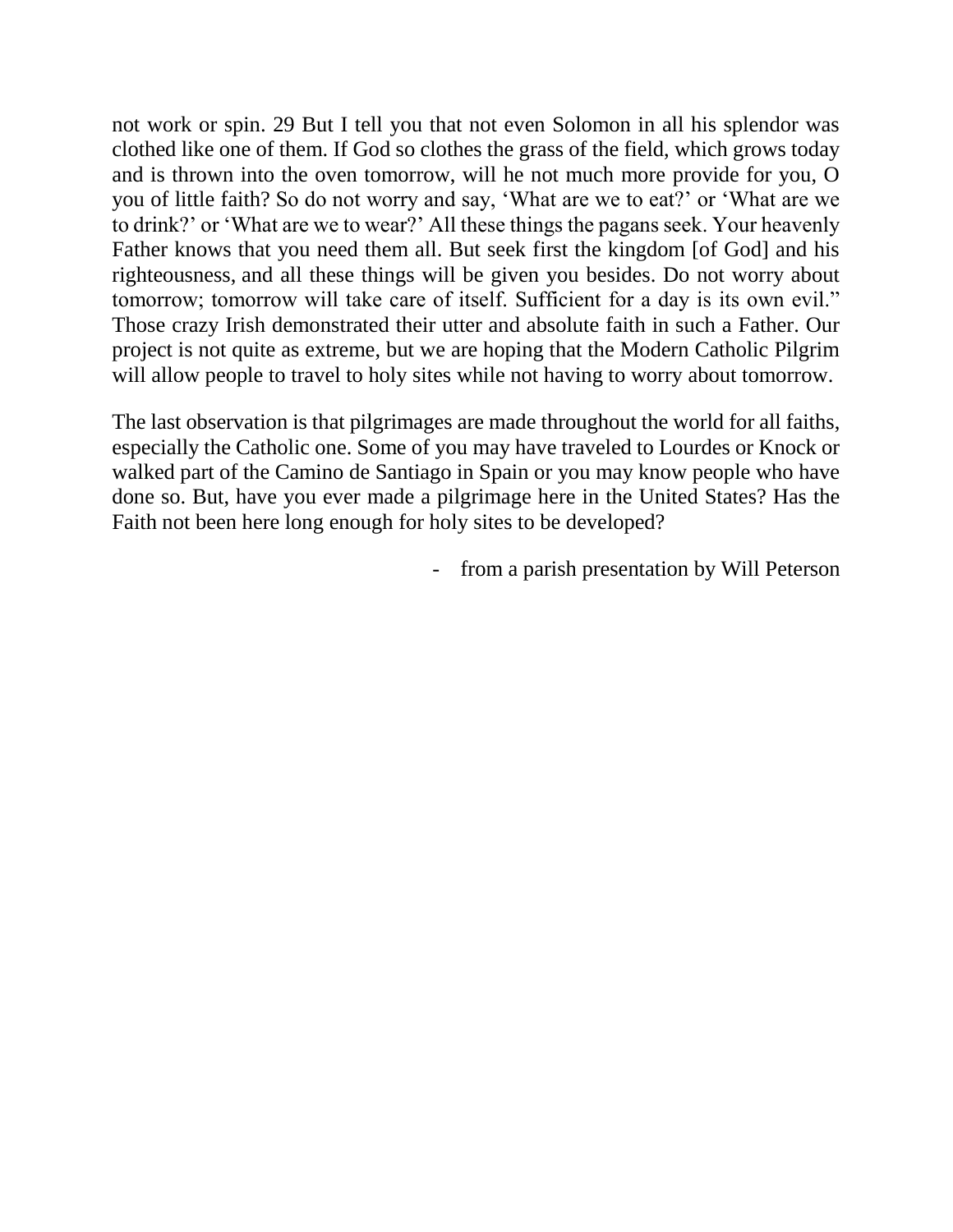not work or spin. 29 But I tell you that not even Solomon in all his splendor was clothed like one of them. If God so clothes the grass of the field, which grows today and is thrown into the oven tomorrow, will he not much more provide for you, O you of little faith? So do not worry and say, 'What are we to eat?' or 'What are we to drink?' or 'What are we to wear?' All these things the pagans seek. Your heavenly Father knows that you need them all. But seek first the kingdom [of God] and his righteousness, and all these things will be given you besides. Do not worry about tomorrow; tomorrow will take care of itself. Sufficient for a day is its own evil." Those crazy Irish demonstrated their utter and absolute faith in such a Father. Our project is not quite as extreme, but we are hoping that the Modern Catholic Pilgrim will allow people to travel to holy sites while not having to worry about tomorrow.

The last observation is that pilgrimages are made throughout the world for all faiths, especially the Catholic one. Some of you may have traveled to Lourdes or Knock or walked part of the Camino de Santiago in Spain or you may know people who have done so. But, have you ever made a pilgrimage here in the United States? Has the Faith not been here long enough for holy sites to be developed?

- from a parish presentation by Will Peterson